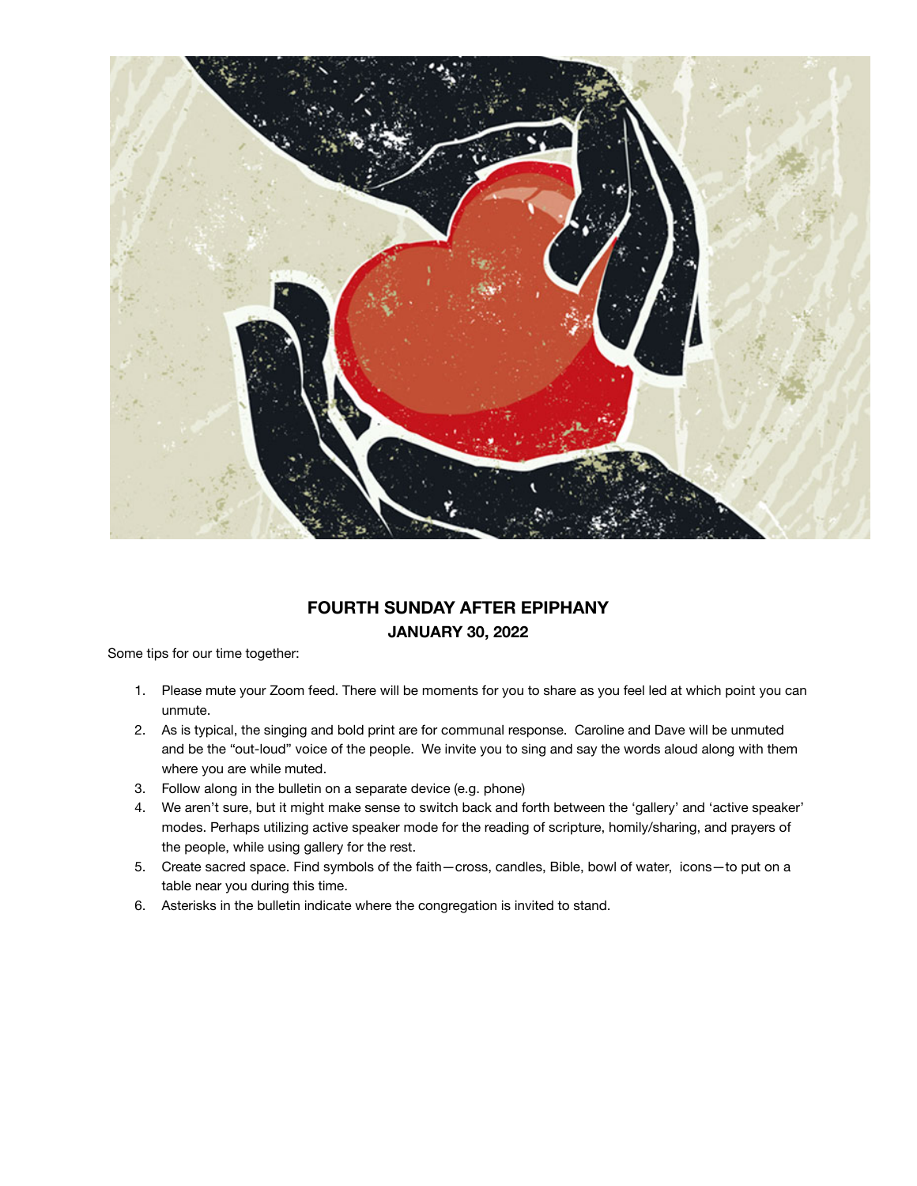# FOURTH SUNDAY AFTER EPIPHANY

## JANUARY 30, 2022

Some tips for our time together:

1. Please mute your Zoom feed. There will be moments for you to share as you feel led at which point you can unmute.
2. As is typical, the singing and bold print are for communal response. Caroline and Dave will be unmuted and be the "out-loud" voice of the people. We invite you to sing and say the words aloud along with them where you are while muted.
3. Follow along in the bulletin on a separate device (e.g. phone)
4. We aren't sure, but it might make sense to switch back and forth between the 'gallery' and 'active speaker' modes. Perhaps utilizing active speaker mode for the reading of scripture, homily/sharing, and prayers of the people, while using gallery for the rest.
5. Create sacred space. Find symbols of the faith—cross, candles, Bible, bowl of water, icons—to put on a table near you during this time.
6. Asterisks in the bulletin indicate where the congregation is invited to stand.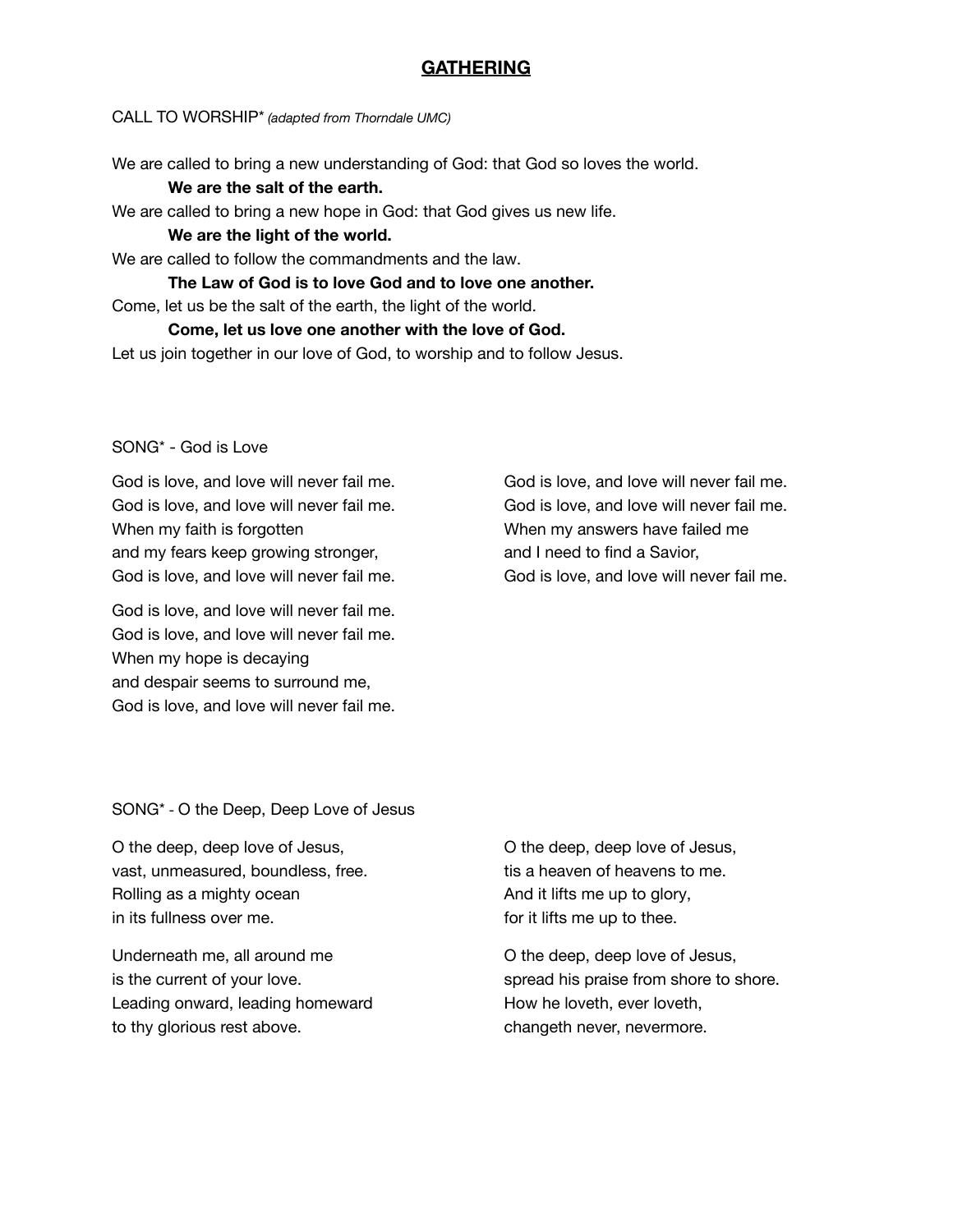## GATHERING

CALL TO WORSHIP* *(adapted from Thorndale UMC)*

We are called to bring a new understanding of God: that God so loves the world.

**We are the salt of the earth.**

We are called to bring a new hope in God: that God gives us new life.

**We are the light of the world.**

We are called to follow the commandments and the law.

**The Law of God is to love God and to love one another.**

Come, let us be the salt of the earth, the light of the world.

**Come, let us love one another with the love of God.**

Let us join together in our love of God, to worship and to follow Jesus.

SONG* - God is Love

God is love, and love will never fail me.
God is love, and love will never fail me.
When my faith is forgotten
and my fears keep growing stronger,
God is love, and love will never fail me.

God is love, and love will never fail me.
God is love, and love will never fail me.
When my hope is decaying
and despair seems to surround me,
God is love, and love will never fail me.

God is love, and love will never fail me.
God is love, and love will never fail me.
When my answers have failed me
and I need to find a Savior,
God is love, and love will never fail me.

SONG* - O the Deep, Deep Love of Jesus

O the deep, deep love of Jesus,
vast, unmeasured, boundless, free.
Rolling as a mighty ocean
in its fullness over me.

Underneath me, all around me
is the current of your love.
Leading onward, leading homeward
to thy glorious rest above.

O the deep, deep love of Jesus,
tis a heaven of heavens to me.
And it lifts me up to glory,
for it lifts me up to thee.

O the deep, deep love of Jesus,
spread his praise from shore to shore.
How he loveth, ever loveth,
changeth never, nevermore.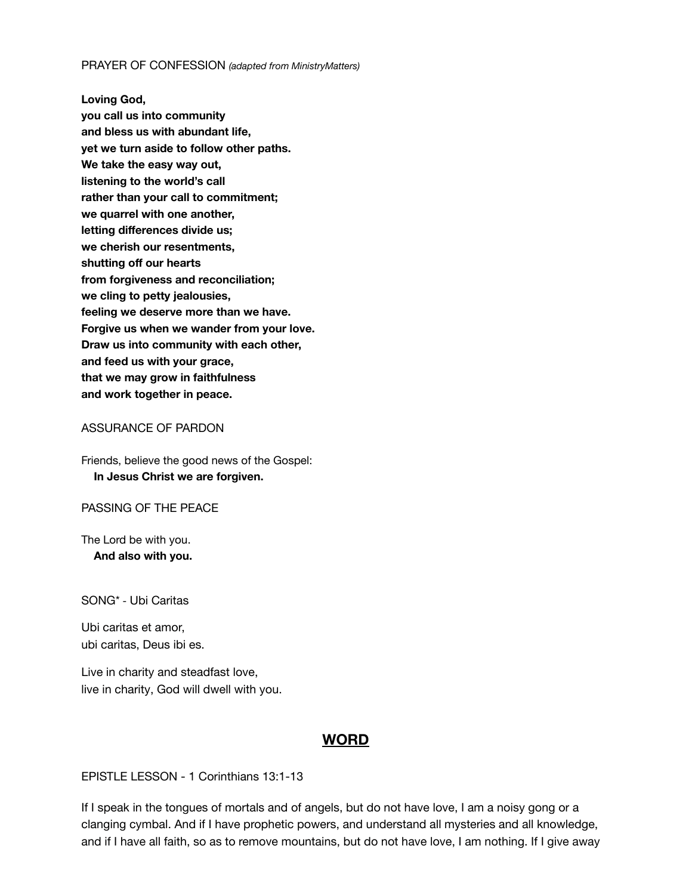PRAYER OF CONFESSION *(adapted from MinistryMatters)*

**Loving God,**
**you call us into community**
**and bless us with abundant life,**
**yet we turn aside to follow other paths.**
**We take the easy way out,**
**listening to the world's call**
**rather than your call to commitment;**
**we quarrel with one another,**
**letting differences divide us;**
**we cherish our resentments,**
**shutting off our hearts**
**from forgiveness and reconciliation;**
**we cling to petty jealousies,**
**feeling we deserve more than we have.**
**Forgive us when we wander from your love.**
**Draw us into community with each other,**
**and feed us with your grace,**
**that we may grow in faithfulness**
**and work together in peace.**

ASSURANCE OF PARDON

Friends, believe the good news of the Gospel:
**In Jesus Christ we are forgiven.**

PASSING OF THE PEACE

The Lord be with you.
**And also with you.**

SONG* - Ubi Caritas

Ubi caritas et amor,
ubi caritas, Deus ibi es.

Live in charity and steadfast love,
live in charity, God will dwell with you.

## **WORD**

EPISTLE LESSON - 1 Corinthians 13:1-13

If I speak in the tongues of mortals and of angels, but do not have love, I am a noisy gong or a clanging cymbal. And if I have prophetic powers, and understand all mysteries and all knowledge, and if I have all faith, so as to remove mountains, but do not have love, I am nothing. If I give away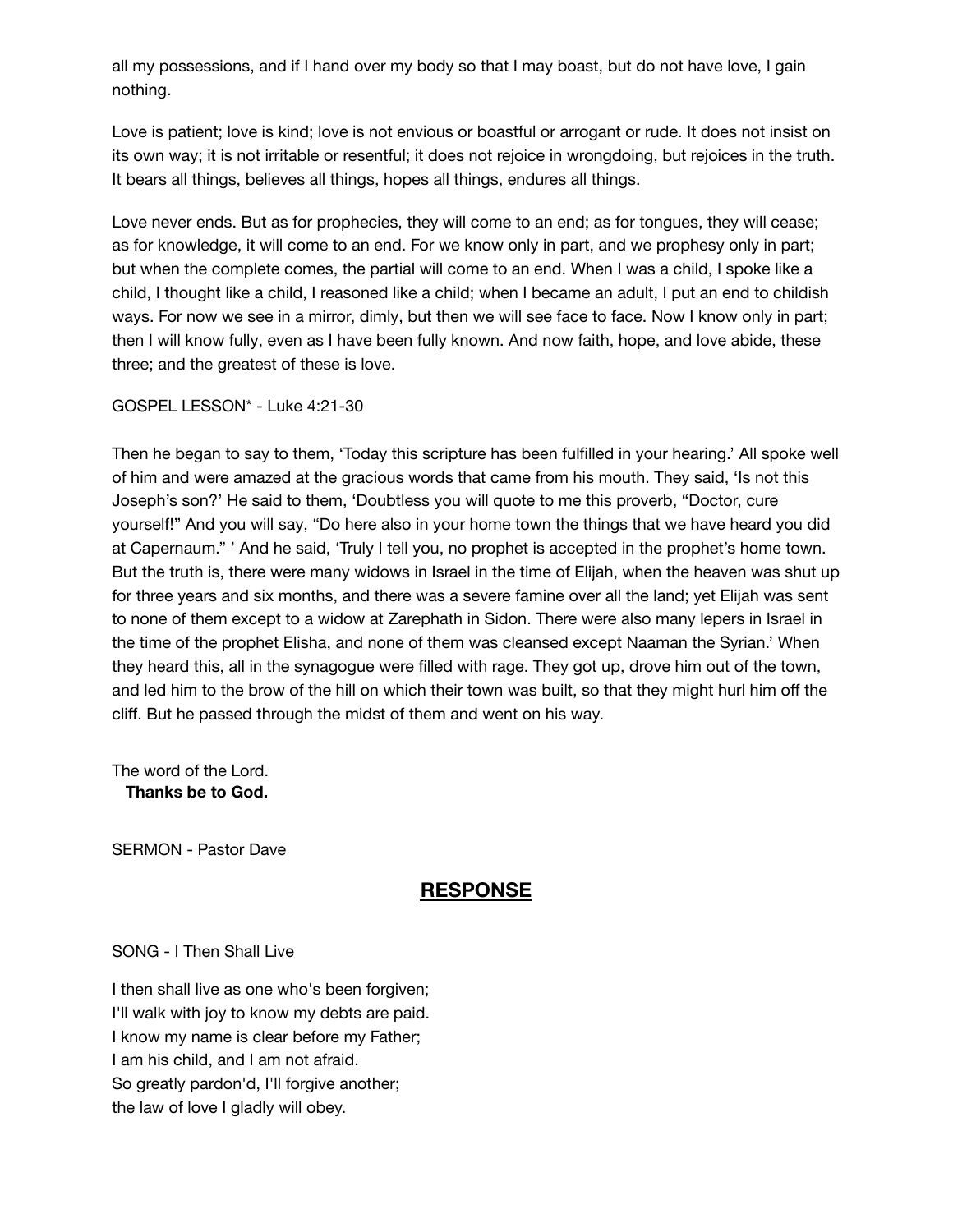all my possessions, and if I hand over my body so that I may boast, but do not have love, I gain nothing.

Love is patient; love is kind; love is not envious or boastful or arrogant or rude. It does not insist on its own way; it is not irritable or resentful; it does not rejoice in wrongdoing, but rejoices in the truth. It bears all things, believes all things, hopes all things, endures all things.

Love never ends. But as for prophecies, they will come to an end; as for tongues, they will cease; as for knowledge, it will come to an end. For we know only in part, and we prophesy only in part; but when the complete comes, the partial will come to an end. When I was a child, I spoke like a child, I thought like a child, I reasoned like a child; when I became an adult, I put an end to childish ways. For now we see in a mirror, dimly, but then we will see face to face. Now I know only in part; then I will know fully, even as I have been fully known. And now faith, hope, and love abide, these three; and the greatest of these is love.

GOSPEL LESSON* - Luke 4:21-30

Then he began to say to them, 'Today this scripture has been fulfilled in your hearing.' All spoke well of him and were amazed at the gracious words that came from his mouth. They said, 'Is not this Joseph's son?' He said to them, 'Doubtless you will quote to me this proverb, "Doctor, cure yourself!" And you will say, "Do here also in your home town the things that we have heard you did at Capernaum." ' And he said, 'Truly I tell you, no prophet is accepted in the prophet's home town. But the truth is, there were many widows in Israel in the time of Elijah, when the heaven was shut up for three years and six months, and there was a severe famine over all the land; yet Elijah was sent to none of them except to a widow at Zarephath in Sidon. There were also many lepers in Israel in the time of the prophet Elisha, and none of them was cleansed except Naaman the Syrian.' When they heard this, all in the synagogue were filled with rage. They got up, drove him out of the town, and led him to the brow of the hill on which their town was built, so that they might hurl him off the cliff. But he passed through the midst of them and went on his way.

The word of the Lord.
**Thanks be to God.**

SERMON - Pastor Dave

## RESPONSE

SONG - I Then Shall Live

I then shall live as one who's been forgiven;
I'll walk with joy to know my debts are paid.
I know my name is clear before my Father;
I am his child, and I am not afraid.
So greatly pardon'd, I'll forgive another;
the law of love I gladly will obey.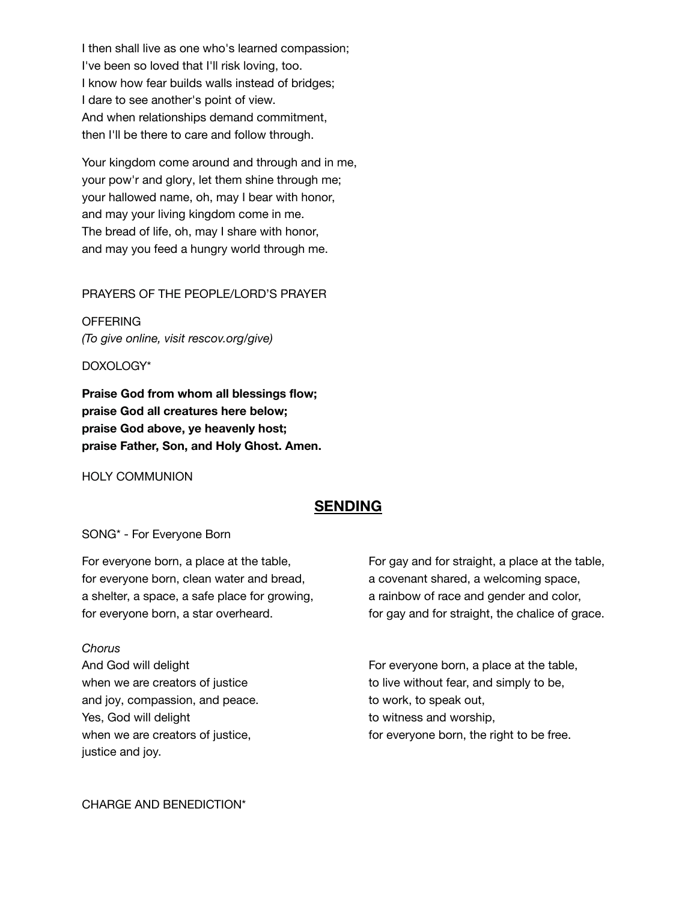I then shall live as one who's learned compassion;
I've been so loved that I'll risk loving, too.
I know how fear builds walls instead of bridges;
I dare to see another's point of view.
And when relationships demand commitment,
then I'll be there to care and follow through.

Your kingdom come around and through and in me,
your pow'r and glory, let them shine through me;
your hallowed name, oh, may I bear with honor,
and may your living kingdom come in me.
The bread of life, oh, may I share with honor,
and may you feed a hungry world through me.

PRAYERS OF THE PEOPLE/LORD'S PRAYER

OFFERING
*(To give online, visit rescov.org/give)*

DOXOLOGY*

**Praise God from whom all blessings flow;**
**praise God all creatures here below;**
**praise God above, ye heavenly host;**
**praise Father, Son, and Holy Ghost. Amen.**

HOLY COMMUNION

## SENDING

SONG* - For Everyone Born

For everyone born, a place at the table,
for everyone born, clean water and bread,
a shelter, a space, a safe place for growing,
for everyone born, a star overheard.

*Chorus*
And God will delight
when we are creators of justice
and joy, compassion, and peace.
Yes, God will delight
when we are creators of justice,
justice and joy.

For gay and for straight, a place at the table,
a covenant shared, a welcoming space,
a rainbow of race and gender and color,
for gay and for straight, the chalice of grace.

For everyone born, a place at the table,
to live without fear, and simply to be,
to work, to speak out,
to witness and worship,
for everyone born, the right to be free.

CHARGE AND BENEDICTION*